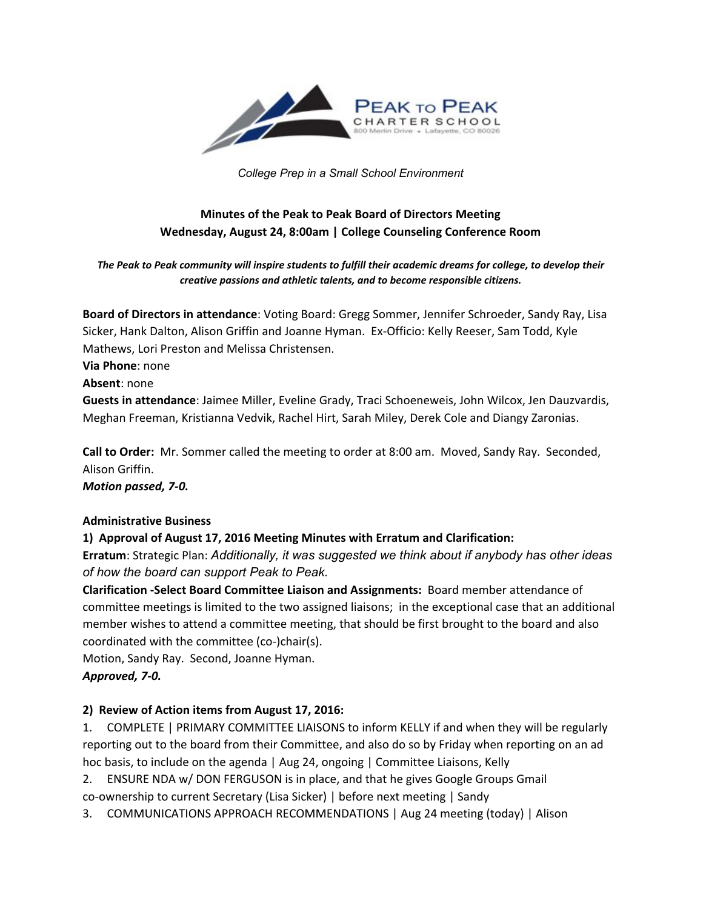PEAK TO PEAK
CHARTER SCHOOL
800 Merlin Drive • Lafayette, CO 80026

*College Prep in a Small School Environment*

**Minutes of the Peak to Peak Board of Directors Meeting**
**Wednesday, August 24, 8:00am | College Counseling Conference Room**

***The Peak to Peak community will inspire students to fulfill their academic dreams for college, to develop their creative passions and athletic talents, and to become responsible citizens.***

**Board of Directors in attendance**: Voting Board: Gregg Sommer, Jennifer Schroeder, Sandy Ray, Lisa Sicker, Hank Dalton, Alison Griffin and Joanne Hyman. Ex-Officio: Kelly Reeser, Sam Todd, Kyle Mathews, Lori Preston and Melissa Christensen.
**Via Phone**: none
**Absent**: none
**Guests in attendance**: Jaimee Miller, Eveline Grady, Traci Schoeneweis, John Wilcox, Jen Dauzvardis, Meghan Freeman, Kristianna Vedvik, Rachel Hirt, Sarah Miley, Derek Cole and Diangy Zaronias.

**Call to Order:** Mr. Sommer called the meeting to order at 8:00 am. Moved, Sandy Ray. Seconded, Alison Griffin.
***Motion passed, 7-0.***

**Administrative Business**

**1) Approval of August 17, 2016 Meeting Minutes with Erratum and Clarification:**
**Erratum**: Strategic Plan: *Additionally, it was suggested we think about if anybody has other ideas of how the board can support Peak to Peak.*
**Clarification -Select Board Committee Liaison and Assignments:** Board member attendance of committee meetings is limited to the two assigned liaisons; in the exceptional case that an additional member wishes to attend a committee meeting, that should be first brought to the board and also coordinated with the committee (co-)chair(s).
Motion, Sandy Ray. Second, Joanne Hyman.
***Approved, 7-0.***

**2) Review of Action items from August 17, 2016:**

1. COMPLETE | PRIMARY COMMITTEE LIAISONS to inform KELLY if and when they will be regularly reporting out to the board from their Committee, and also do so by Friday when reporting on an ad hoc basis, to include on the agenda | Aug 24, ongoing | Committee Liaisons, Kelly
2. ENSURE NDA w/ DON FERGUSON is in place, and that he gives Google Groups Gmail co-ownership to current Secretary (Lisa Sicker) | before next meeting | Sandy
3. COMMUNICATIONS APPROACH RECOMMENDATIONS | Aug 24 meeting (today) | Alison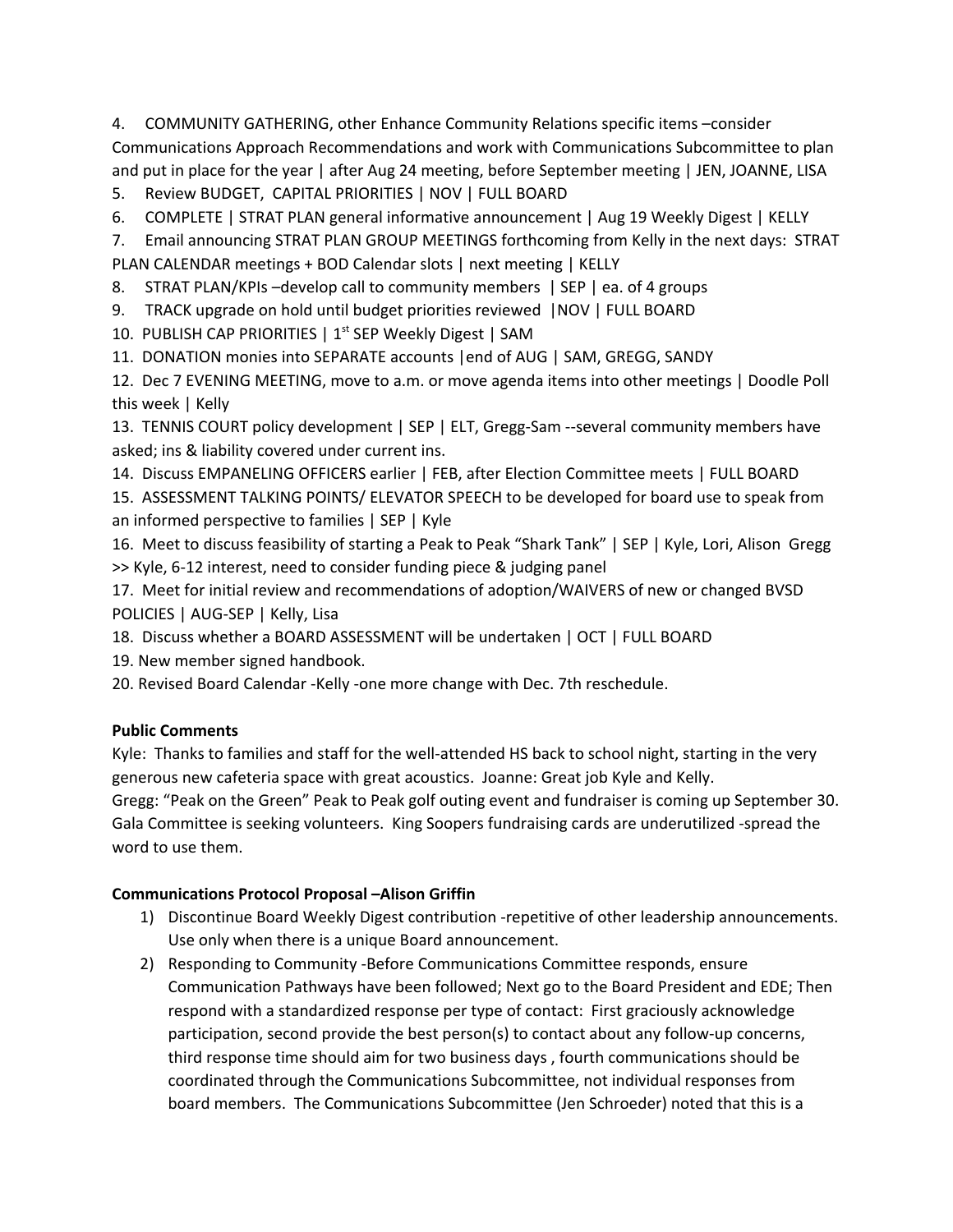4. COMMUNITY GATHERING, other Enhance Community Relations specific items –consider Communications Approach Recommendations and work with Communications Subcommittee to plan and put in place for the year | after Aug 24 meeting, before September meeting | JEN, JOANNE, LISA
5. Review BUDGET, CAPITAL PRIORITIES | NOV | FULL BOARD
6. COMPLETE | STRAT PLAN general informative announcement | Aug 19 Weekly Digest | KELLY
7. Email announcing STRAT PLAN GROUP MEETINGS forthcoming from Kelly in the next days: STRAT PLAN CALENDAR meetings + BOD Calendar slots | next meeting | KELLY
8. STRAT PLAN/KPIs –develop call to community members | SEP | ea. of 4 groups
9. TRACK upgrade on hold until budget priorities reviewed |NOV | FULL BOARD
10. PUBLISH CAP PRIORITIES | 1st SEP Weekly Digest | SAM
11. DONATION monies into SEPARATE accounts |end of AUG | SAM, GREGG, SANDY
12. Dec 7 EVENING MEETING, move to a.m. or move agenda items into other meetings | Doodle Poll this week | Kelly
13. TENNIS COURT policy development | SEP | ELT, Gregg-Sam --several community members have asked; ins & liability covered under current ins.
14. Discuss EMPANELING OFFICERS earlier | FEB, after Election Committee meets | FULL BOARD
15. ASSESSMENT TALKING POINTS/ ELEVATOR SPEECH to be developed for board use to speak from an informed perspective to families | SEP | Kyle
16. Meet to discuss feasibility of starting a Peak to Peak "Shark Tank" | SEP | Kyle, Lori, Alison Gregg >> Kyle, 6-12 interest, need to consider funding piece & judging panel
17. Meet for initial review and recommendations of adoption/WAIVERS of new or changed BVSD POLICIES | AUG-SEP | Kelly, Lisa
18. Discuss whether a BOARD ASSESSMENT will be undertaken | OCT | FULL BOARD
19. New member signed handbook.
20. Revised Board Calendar -Kelly -one more change with Dec. 7th reschedule.

**Public Comments**

Kyle: Thanks to families and staff for the well-attended HS back to school night, starting in the very generous new cafeteria space with great acoustics. Joanne: Great job Kyle and Kelly.
Gregg: "Peak on the Green" Peak to Peak golf outing event and fundraiser is coming up September 30. Gala Committee is seeking volunteers. King Soopers fundraising cards are underutilized -spread the word to use them.

**Communications Protocol Proposal –Alison Griffin**

1) Discontinue Board Weekly Digest contribution -repetitive of other leadership announcements. Use only when there is a unique Board announcement.
2) Responding to Community -Before Communications Committee responds, ensure Communication Pathways have been followed; Next go to the Board President and EDE; Then respond with a standardized response per type of contact: First graciously acknowledge participation, second provide the best person(s) to contact about any follow-up concerns, third response time should aim for two business days , fourth communications should be coordinated through the Communications Subcommittee, not individual responses from board members. The Communications Subcommittee (Jen Schroeder) noted that this is a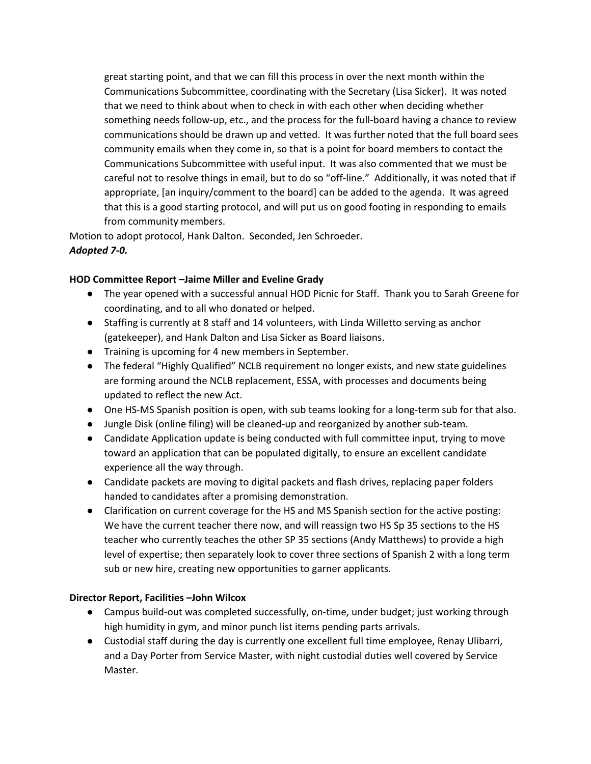great starting point, and that we can fill this process in over the next month within the Communications Subcommittee, coordinating with the Secretary (Lisa Sicker). It was noted that we need to think about when to check in with each other when deciding whether something needs follow-up, etc., and the process for the full-board having a chance to review communications should be drawn up and vetted. It was further noted that the full board sees community emails when they come in, so that is a point for board members to contact the Communications Subcommittee with useful input. It was also commented that we must be careful not to resolve things in email, but to do so "off-line." Additionally, it was noted that if appropriate, [an inquiry/comment to the board] can be added to the agenda. It was agreed that this is a good starting protocol, and will put us on good footing in responding to emails from community members.

Motion to adopt protocol, Hank Dalton. Seconded, Jen Schroeder.
***Adopted 7-0.***

**HOD Committee Report –Jaime Miller and Eveline Grady**

- The year opened with a successful annual HOD Picnic for Staff. Thank you to Sarah Greene for coordinating, and to all who donated or helped.
- Staffing is currently at 8 staff and 14 volunteers, with Linda Willetto serving as anchor (gatekeeper), and Hank Dalton and Lisa Sicker as Board liaisons.
- Training is upcoming for 4 new members in September.
- The federal "Highly Qualified" NCLB requirement no longer exists, and new state guidelines are forming around the NCLB replacement, ESSA, with processes and documents being updated to reflect the new Act.
- One HS-MS Spanish position is open, with sub teams looking for a long-term sub for that also.
- Jungle Disk (online filing) will be cleaned-up and reorganized by another sub-team.
- Candidate Application update is being conducted with full committee input, trying to move toward an application that can be populated digitally, to ensure an excellent candidate experience all the way through.
- Candidate packets are moving to digital packets and flash drives, replacing paper folders handed to candidates after a promising demonstration.
- Clarification on current coverage for the HS and MS Spanish section for the active posting: We have the current teacher there now, and will reassign two HS Sp 35 sections to the HS teacher who currently teaches the other SP 35 sections (Andy Matthews) to provide a high level of expertise; then separately look to cover three sections of Spanish 2 with a long term sub or new hire, creating new opportunities to garner applicants.

**Director Report, Facilities –John Wilcox**

- Campus build-out was completed successfully, on-time, under budget; just working through high humidity in gym, and minor punch list items pending parts arrivals.
- Custodial staff during the day is currently one excellent full time employee, Renay Ulibarri, and a Day Porter from Service Master, with night custodial duties well covered by Service Master.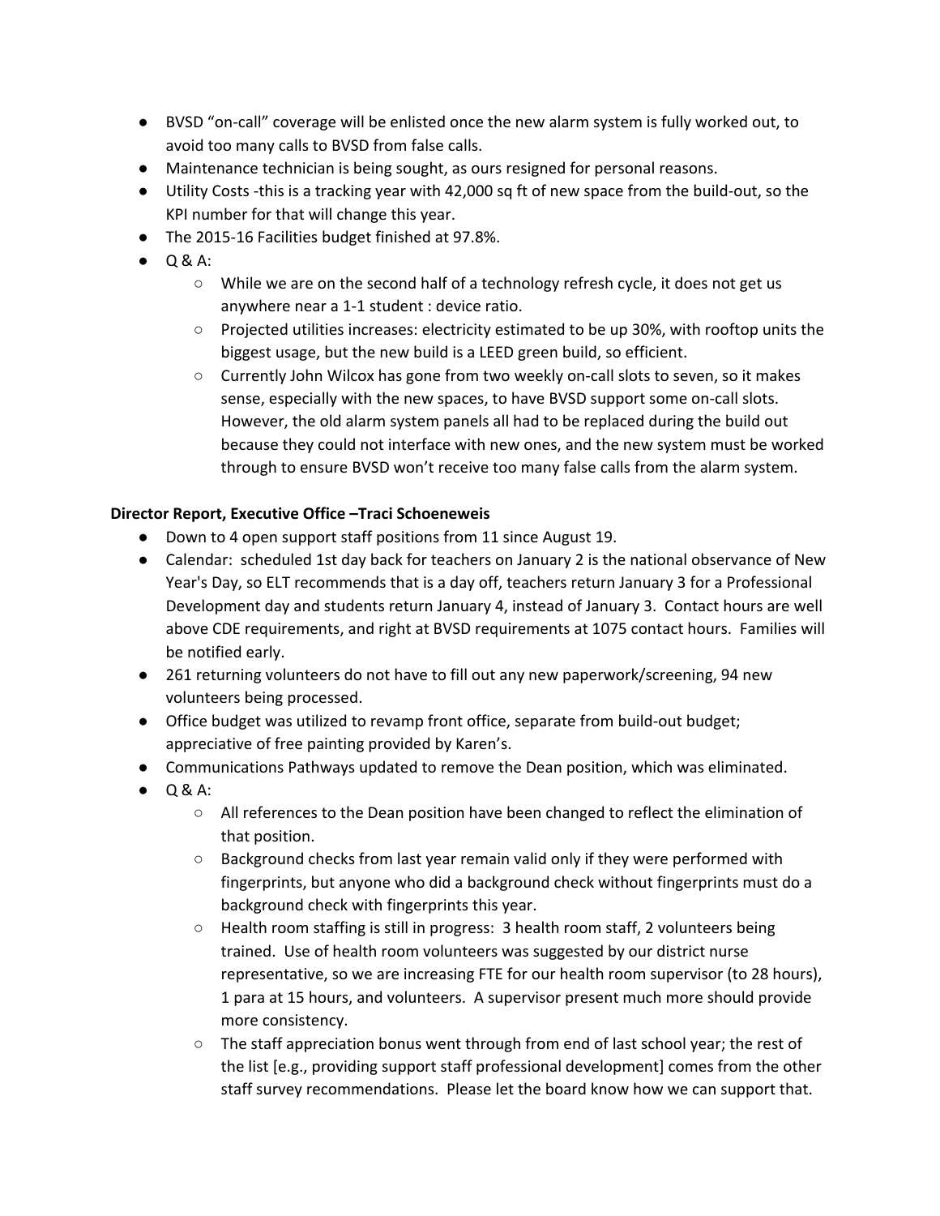- BVSD "on-call" coverage will be enlisted once the new alarm system is fully worked out, to avoid too many calls to BVSD from false calls.
- Maintenance technician is being sought, as ours resigned for personal reasons.
- Utility Costs -this is a tracking year with 42,000 sq ft of new space from the build-out, so the KPI number for that will change this year.
- The 2015-16 Facilities budget finished at 97.8%.
- Q & A:
  - While we are on the second half of a technology refresh cycle, it does not get us anywhere near a 1-1 student : device ratio.
  - Projected utilities increases: electricity estimated to be up 30%, with rooftop units the biggest usage, but the new build is a LEED green build, so efficient.
  - Currently John Wilcox has gone from two weekly on-call slots to seven, so it makes sense, especially with the new spaces, to have BVSD support some on-call slots. However, the old alarm system panels all had to be replaced during the build out because they could not interface with new ones, and the new system must be worked through to ensure BVSD won't receive too many false calls from the alarm system.

**Director Report, Executive Office –Traci Schoeneweis**

- Down to 4 open support staff positions from 11 since August 19.
- Calendar: scheduled 1st day back for teachers on January 2 is the national observance of New Year's Day, so ELT recommends that is a day off, teachers return January 3 for a Professional Development day and students return January 4, instead of January 3. Contact hours are well above CDE requirements, and right at BVSD requirements at 1075 contact hours. Families will be notified early.
- 261 returning volunteers do not have to fill out any new paperwork/screening, 94 new volunteers being processed.
- Office budget was utilized to revamp front office, separate from build-out budget; appreciative of free painting provided by Karen's.
- Communications Pathways updated to remove the Dean position, which was eliminated.
- Q & A:
  - All references to the Dean position have been changed to reflect the elimination of that position.
  - Background checks from last year remain valid only if they were performed with fingerprints, but anyone who did a background check without fingerprints must do a background check with fingerprints this year.
  - Health room staffing is still in progress: 3 health room staff, 2 volunteers being trained. Use of health room volunteers was suggested by our district nurse representative, so we are increasing FTE for our health room supervisor (to 28 hours), 1 para at 15 hours, and volunteers. A supervisor present much more should provide more consistency.
  - The staff appreciation bonus went through from end of last school year; the rest of the list [e.g., providing support staff professional development] comes from the other staff survey recommendations. Please let the board know how we can support that.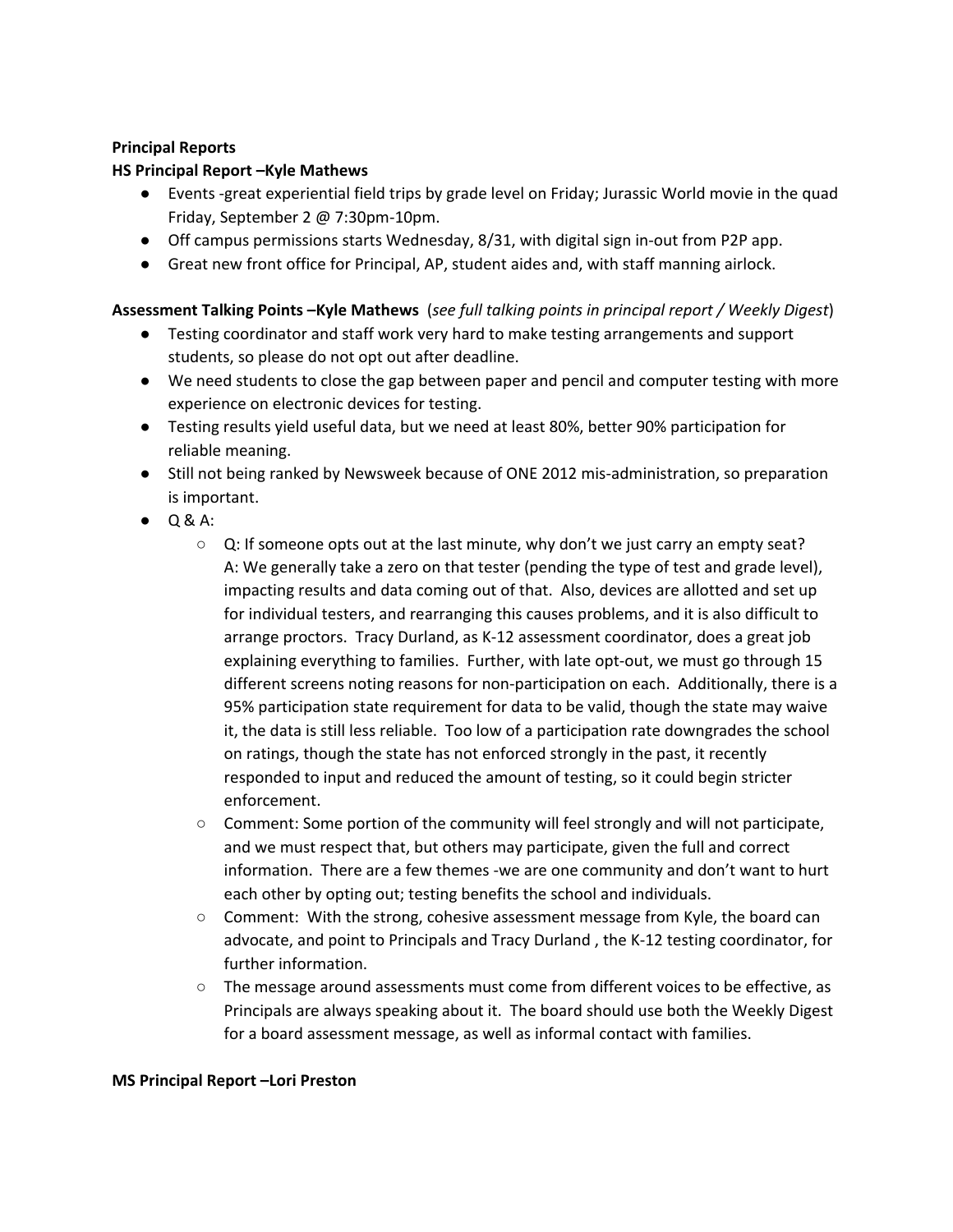**Principal Reports**

**HS Principal Report –Kyle Mathews**

- Events -great experiential field trips by grade level on Friday; Jurassic World movie in the quad Friday, September 2 @ 7:30pm-10pm.
- Off campus permissions starts Wednesday, 8/31, with digital sign in-out from P2P app.
- Great new front office for Principal, AP, student aides and, with staff manning airlock.

**Assessment Talking Points –Kyle Mathews** (*see full talking points in principal report / Weekly Digest*)

- Testing coordinator and staff work very hard to make testing arrangements and support students, so please do not opt out after deadline.
- We need students to close the gap between paper and pencil and computer testing with more experience on electronic devices for testing.
- Testing results yield useful data, but we need at least 80%, better 90% participation for reliable meaning.
- Still not being ranked by Newsweek because of ONE 2012 mis-administration, so preparation is important.
- Q & A:
  - Q: If someone opts out at the last minute, why don't we just carry an empty seat? A: We generally take a zero on that tester (pending the type of test and grade level), impacting results and data coming out of that. Also, devices are allotted and set up for individual testers, and rearranging this causes problems, and it is also difficult to arrange proctors. Tracy Durland, as K-12 assessment coordinator, does a great job explaining everything to families. Further, with late opt-out, we must go through 15 different screens noting reasons for non-participation on each. Additionally, there is a 95% participation state requirement for data to be valid, though the state may waive it, the data is still less reliable. Too low of a participation rate downgrades the school on ratings, though the state has not enforced strongly in the past, it recently responded to input and reduced the amount of testing, so it could begin stricter enforcement.
  - Comment: Some portion of the community will feel strongly and will not participate, and we must respect that, but others may participate, given the full and correct information. There are a few themes -we are one community and don't want to hurt each other by opting out; testing benefits the school and individuals.
  - Comment: With the strong, cohesive assessment message from Kyle, the board can advocate, and point to Principals and Tracy Durland , the K-12 testing coordinator, for further information.
  - The message around assessments must come from different voices to be effective, as Principals are always speaking about it. The board should use both the Weekly Digest for a board assessment message, as well as informal contact with families.

**MS Principal Report –Lori Preston**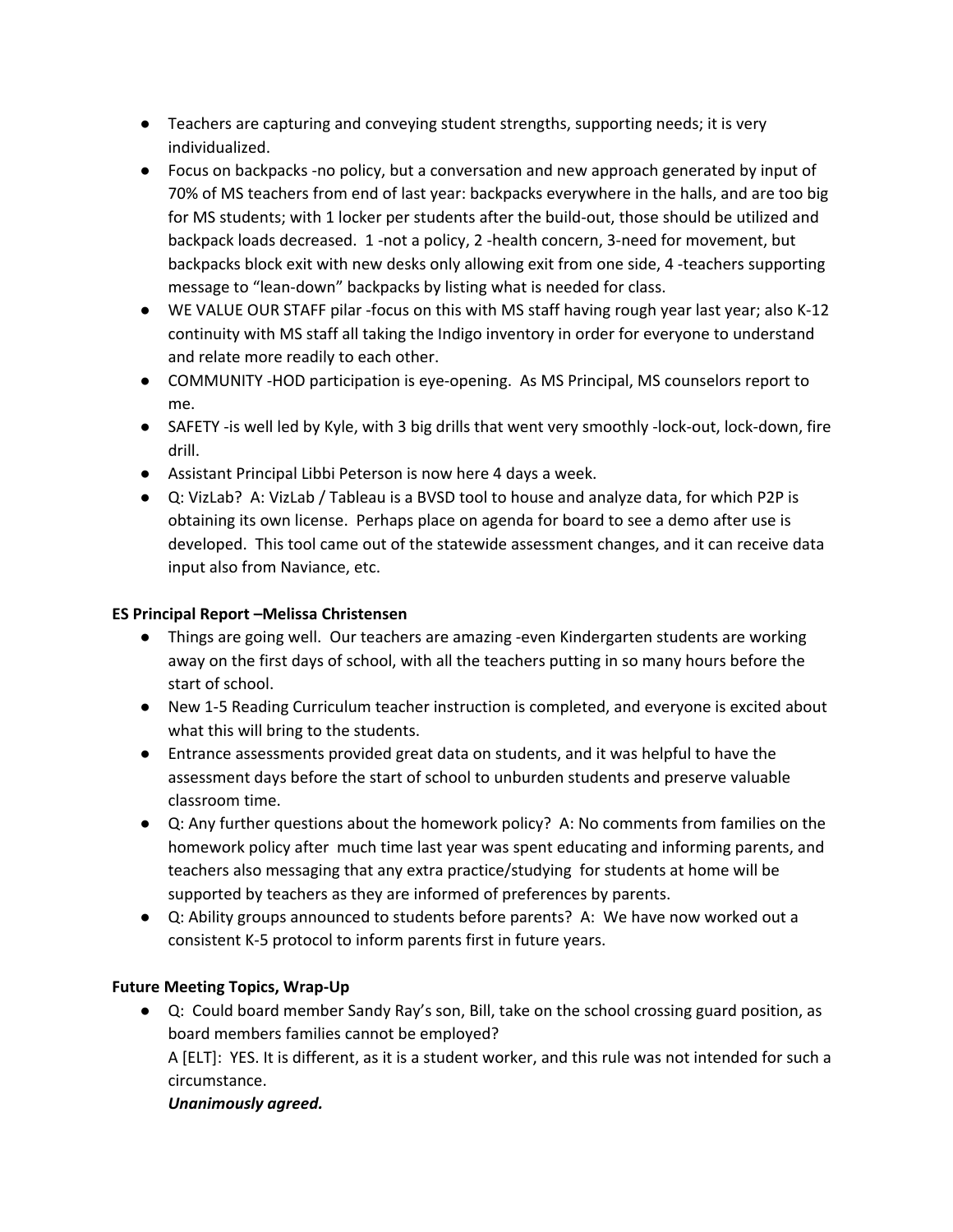- Teachers are capturing and conveying student strengths, supporting needs; it is very individualized.
- Focus on backpacks -no policy, but a conversation and new approach generated by input of 70% of MS teachers from end of last year: backpacks everywhere in the halls, and are too big for MS students; with 1 locker per students after the build-out, those should be utilized and backpack loads decreased. 1 -not a policy, 2 -health concern, 3-need for movement, but backpacks block exit with new desks only allowing exit from one side, 4 -teachers supporting message to "lean-down" backpacks by listing what is needed for class.
- WE VALUE OUR STAFF pilar -focus on this with MS staff having rough year last year; also K-12 continuity with MS staff all taking the Indigo inventory in order for everyone to understand and relate more readily to each other.
- COMMUNITY -HOD participation is eye-opening. As MS Principal, MS counselors report to me.
- SAFETY -is well led by Kyle, with 3 big drills that went very smoothly -lock-out, lock-down, fire drill.
- Assistant Principal Libbi Peterson is now here 4 days a week.
- Q: VizLab? A: VizLab / Tableau is a BVSD tool to house and analyze data, for which P2P is obtaining its own license. Perhaps place on agenda for board to see a demo after use is developed. This tool came out of the statewide assessment changes, and it can receive data input also from Naviance, etc.

**ES Principal Report –Melissa Christensen**

- Things are going well. Our teachers are amazing -even Kindergarten students are working away on the first days of school, with all the teachers putting in so many hours before the start of school.
- New 1-5 Reading Curriculum teacher instruction is completed, and everyone is excited about what this will bring to the students.
- Entrance assessments provided great data on students, and it was helpful to have the assessment days before the start of school to unburden students and preserve valuable classroom time.
- Q: Any further questions about the homework policy? A: No comments from families on the homework policy after much time last year was spent educating and informing parents, and teachers also messaging that any extra practice/studying for students at home will be supported by teachers as they are informed of preferences by parents.
- Q: Ability groups announced to students before parents? A: We have now worked out a consistent K-5 protocol to inform parents first in future years.

**Future Meeting Topics, Wrap-Up**

- Q: Could board member Sandy Ray's son, Bill, take on the school crossing guard position, as board members families cannot be employed?
  A [ELT]: YES. It is different, as it is a student worker, and this rule was not intended for such a circumstance.
  ***Unanimously agreed.***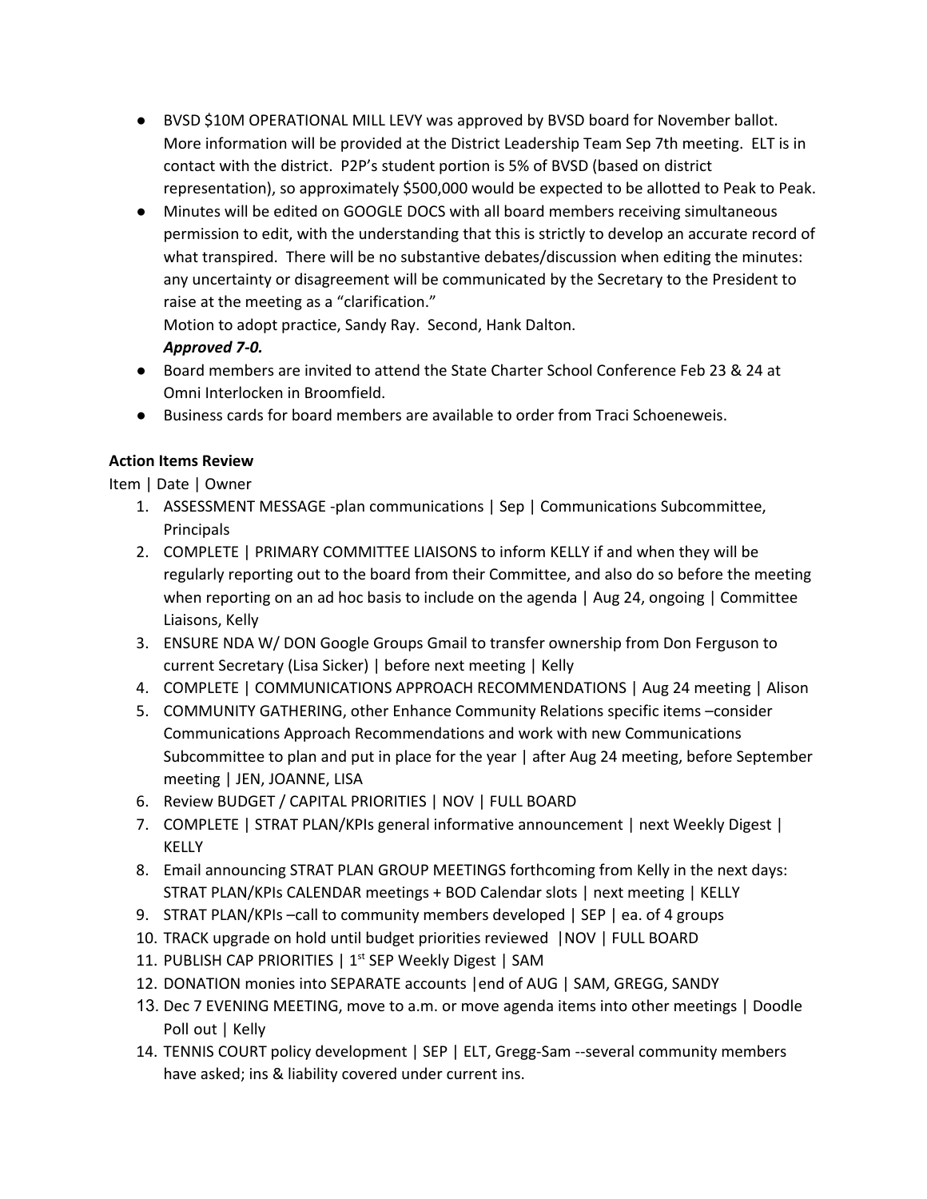- BVSD $10M OPERATIONAL MILL LEVY was approved by BVSD board for November ballot. More information will be provided at the District Leadership Team Sep 7th meeting. ELT is in contact with the district. P2P's student portion is 5% of BVSD (based on district representation), so approximately $500,000 would be expected to be allotted to Peak to Peak.
- Minutes will be edited on GOOGLE DOCS with all board members receiving simultaneous permission to edit, with the understanding that this is strictly to develop an accurate record of what transpired. There will be no substantive debates/discussion when editing the minutes: any uncertainty or disagreement will be communicated by the Secretary to the President to raise at the meeting as a "clarification."
  Motion to adopt practice, Sandy Ray. Second, Hank Dalton.
  ***Approved 7-0.***
- Board members are invited to attend the State Charter School Conference Feb 23 & 24 at Omni Interlocken in Broomfield.
- Business cards for board members are available to order from Traci Schoeneweis.

**Action Items Review**

Item | Date | Owner

1. ASSESSMENT MESSAGE -plan communications | Sep | Communications Subcommittee, Principals
2. COMPLETE | PRIMARY COMMITTEE LIAISONS to inform KELLY if and when they will be regularly reporting out to the board from their Committee, and also do so before the meeting when reporting on an ad hoc basis to include on the agenda | Aug 24, ongoing | Committee Liaisons, Kelly
3. ENSURE NDA W/ DON Google Groups Gmail to transfer ownership from Don Ferguson to current Secretary (Lisa Sicker) | before next meeting | Kelly
4. COMPLETE | COMMUNICATIONS APPROACH RECOMMENDATIONS | Aug 24 meeting | Alison
5. COMMUNITY GATHERING, other Enhance Community Relations specific items –consider Communications Approach Recommendations and work with new Communications Subcommittee to plan and put in place for the year | after Aug 24 meeting, before September meeting | JEN, JOANNE, LISA
6. Review BUDGET / CAPITAL PRIORITIES | NOV | FULL BOARD
7. COMPLETE | STRAT PLAN/KPIs general informative announcement | next Weekly Digest | KELLY
8. Email announcing STRAT PLAN GROUP MEETINGS forthcoming from Kelly in the next days: STRAT PLAN/KPIs CALENDAR meetings + BOD Calendar slots | next meeting | KELLY
9. STRAT PLAN/KPIs –call to community members developed | SEP | ea. of 4 groups
10. TRACK upgrade on hold until budget priorities reviewed |NOV | FULL BOARD
11. PUBLISH CAP PRIORITIES | 1st SEP Weekly Digest | SAM
12. DONATION monies into SEPARATE accounts |end of AUG | SAM, GREGG, SANDY
13. Dec 7 EVENING MEETING, move to a.m. or move agenda items into other meetings | Doodle Poll out | Kelly
14. TENNIS COURT policy development | SEP | ELT, Gregg-Sam --several community members have asked; ins & liability covered under current ins.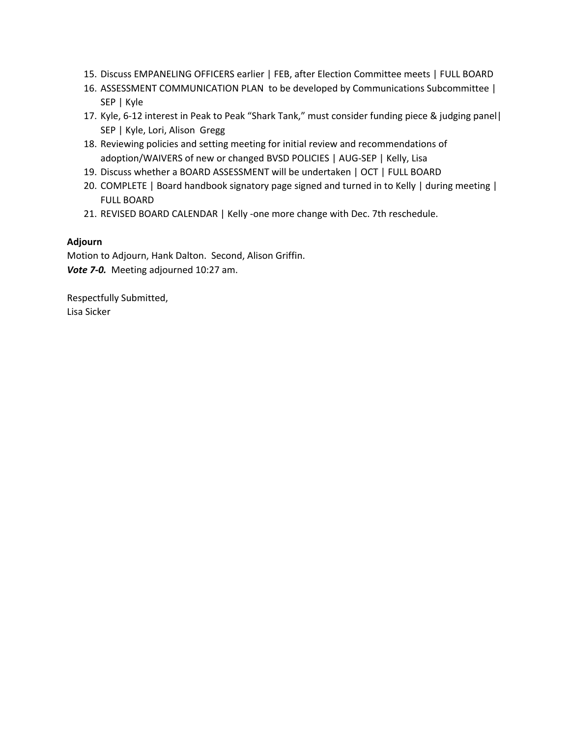15. Discuss EMPANELING OFFICERS earlier | FEB, after Election Committee meets | FULL BOARD
16. ASSESSMENT COMMUNICATION PLAN to be developed by Communications Subcommittee | SEP | Kyle
17. Kyle, 6-12 interest in Peak to Peak "Shark Tank," must consider funding piece & judging panel| SEP | Kyle, Lori, Alison Gregg
18. Reviewing policies and setting meeting for initial review and recommendations of adoption/WAIVERS of new or changed BVSD POLICIES | AUG-SEP | Kelly, Lisa
19. Discuss whether a BOARD ASSESSMENT will be undertaken | OCT | FULL BOARD
20. COMPLETE | Board handbook signatory page signed and turned in to Kelly | during meeting | FULL BOARD
21. REVISED BOARD CALENDAR | Kelly -one more change with Dec. 7th reschedule.

**Adjourn**

Motion to Adjourn, Hank Dalton. Second, Alison Griffin.
***Vote 7-0.*** Meeting adjourned 10:27 am.

Respectfully Submitted,
Lisa Sicker